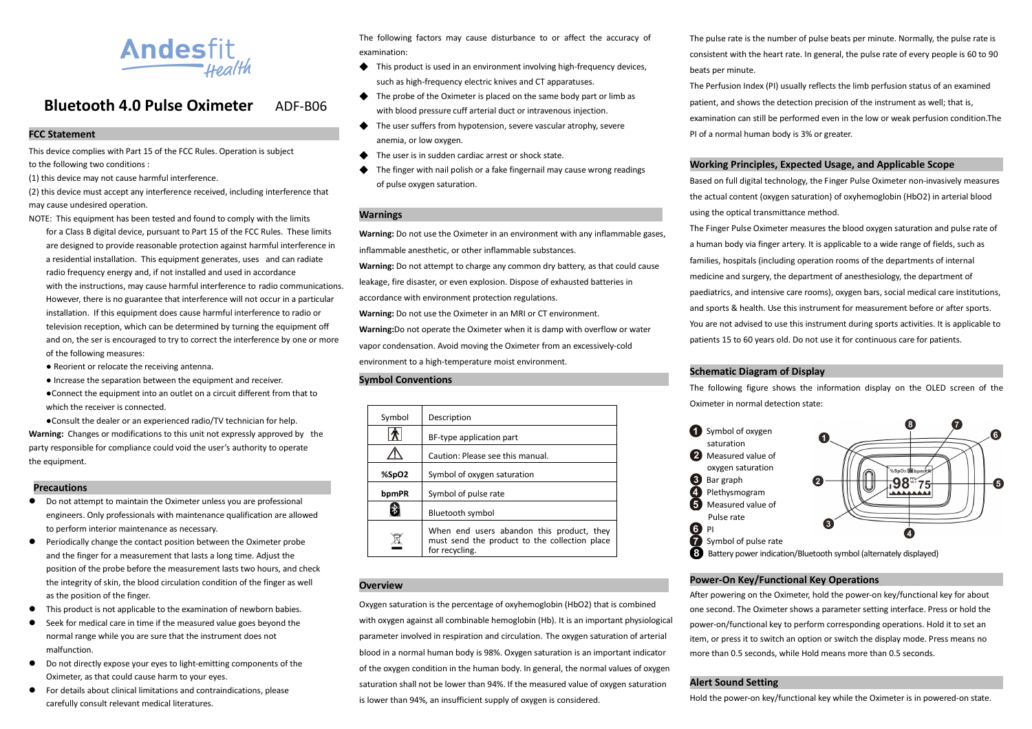# Andesfit Health

## Bluetooth 4.0 Pulse Oximeter ADF-B06

### FCC Statement

This device complies with Part 15 of the FCC Rules. Operation is subject to the following two conditions :

(1) this device may not cause harmful interference.

(2) this device must accept any interference received, including interference that may cause undesired operation.

NOTE: This equipment has been tested and found to comply with the limits for a Class B digital device, pursuant to Part 15 of the FCC Rules. These limits are designed to provide reasonable protection against harmful interference in a residential installation. This equipment generates, uses and can radiate radio frequency energy and, if not installed and used in accordance with the instructions, may cause harmful interference to radio communications. However, there is no guarantee that interference will not occur in a particular installation. If this equipment does cause harmful interference to radio or television reception, which can be determined by turning the equipment off and on, the ser is encouraged to try to correct the interference by one or more of the following measures:

- Reorient or relocate the receiving antenna.
- Increase the separation between the equipment and receiver.
- Connect the equipment into an outlet on a circuit different from that to which the receiver is connected.
- Consult the dealer or an experienced radio/TV technician for help.

**Warning:** Changes or modifications to this unit not expressly approved by the party responsible for compliance could void the user's authority to operate the equipment.

### Precautions

- Do not attempt to maintain the Oximeter unless you are professional engineers. Only professionals with maintenance qualification are allowed to perform interior maintenance as necessary.
- Periodically change the contact position between the Oximeter probe and the finger for a measurement that lasts a long time. Adjust the position of the probe before the measurement lasts two hours, and check the integrity of skin, the blood circulation condition of the finger as well as the position of the finger.
- This product is not applicable to the examination of newborn babies.
- Seek for medical care in time if the measured value goes beyond the normal range while you are sure that the instrument does not malfunction.
- Do not directly expose your eyes to light-emitting components of the Oximeter, as that could cause harm to your eyes.
- For details about clinical limitations and contraindications, please carefully consult relevant medical literatures.

The following factors may cause disturbance to or affect the accuracy of examination:

- This product is used in an environment involving high-frequency devices, such as high-frequency electric knives and CT apparatuses.
- The probe of the Oximeter is placed on the same body part or limb as with blood pressure cuff arterial duct or intravenous injection.
- The user suffers from hypotension, severe vascular atrophy, severe anemia, or low oxygen.
- The user is in sudden cardiac arrest or shock state.
- The finger with nail polish or a fake fingernail may cause wrong readings of pulse oxygen saturation.

### Warnings

**Warning:** Do not use the Oximeter in an environment with any inflammable gases, inflammable anesthetic, or other inflammable substances.

**Warning:** Do not attempt to charge any common dry battery, as that could cause leakage, fire disaster, or even explosion. Dispose of exhausted batteries in accordance with environment protection regulations.

**Warning:** Do not use the Oximeter in an MRI or CT environment.

**Warning:** Do not operate the Oximeter when it is damp with overflow or water vapor condensation. Avoid moving the Oximeter from an excessively-cold environment to a high-temperature moist environment.

### Symbol Conventions

| Symbol | Description |
|---|---|
| | BF-type application part |
| ⚠ | Caution: Please see this manual. |
| %SpO2 | Symbol of oxygen saturation |
| bpmPR | Symbol of pulse rate |
| | Bluetooth symbol |
| | When end users abandon this product, they must send the product to the collection place for recycling. |

### Overview

Oxygen saturation is the percentage of oxyhemoglobin (HbO2) that is combined with oxygen against all combinable hemoglobin (Hb). It is an important physiological parameter involved in respiration and circulation. The oxygen saturation of arterial blood in a normal human body is 98%. Oxygen saturation is an important indicator of the oxygen condition in the human body. In general, the normal values of oxygen saturation shall not be lower than 94%. If the measured value of oxygen saturation is lower than 94%, an insufficient supply of oxygen is considered.

The pulse rate is the number of pulse beats per minute. Normally, the pulse rate is consistent with the heart rate. In general, the pulse rate of every people is 60 to 90 beats per minute.

The Perfusion Index (PI) usually reflects the limb perfusion status of an examined patient, and shows the detection precision of the instrument as well; that is, examination can still be performed even in the low or weak perfusion condition.The PI of a normal human body is 3% or greater.

### Working Principles, Expected Usage, and Applicable Scope

Based on full digital technology, the Finger Pulse Oximeter non-invasively measures the actual content (oxygen saturation) of oxyhemoglobin (HbO2) in arterial blood using the optical transmittance method.

The Finger Pulse Oximeter measures the blood oxygen saturation and pulse rate of a human body via finger artery. It is applicable to a wide range of fields, such as families, hospitals (including operation rooms of the departments of internal medicine and surgery, the department of anesthesiology, the department of paediatrics, and intensive care rooms), oxygen bars, social medical care institutions, and sports & health. Use this instrument for measurement before or after sports. You are not advised to use this instrument during sports activities. It is applicable to patients 15 to 60 years old. Do not use it for continuous care for patients.

### Schematic Diagram of Display

The following figure shows the information display on the OLED screen of the Oximeter in normal detection state:

1. Symbol of oxygen saturation
2. Measured value of oxygen saturation
3. Bar graph
4. Plethysmogram
5. Measured value of Pulse rate
6. PI
7. Symbol of pulse rate
8. Battery power indication/Bluetooth symbol (alternately displayed)

### Power-On Key/Functional Key Operations

After powering on the Oximeter, hold the power-on key/functional key for about one second. The Oximeter shows a parameter setting interface. Press or hold the power-on/functional key to perform corresponding operations. Hold it to set an item, or press it to switch an option or switch the display mode. Press means no more than 0.5 seconds, while Hold means more than 0.5 seconds.

### Alert Sound Setting

Hold the power-on key/functional key while the Oximeter is in powered-on state.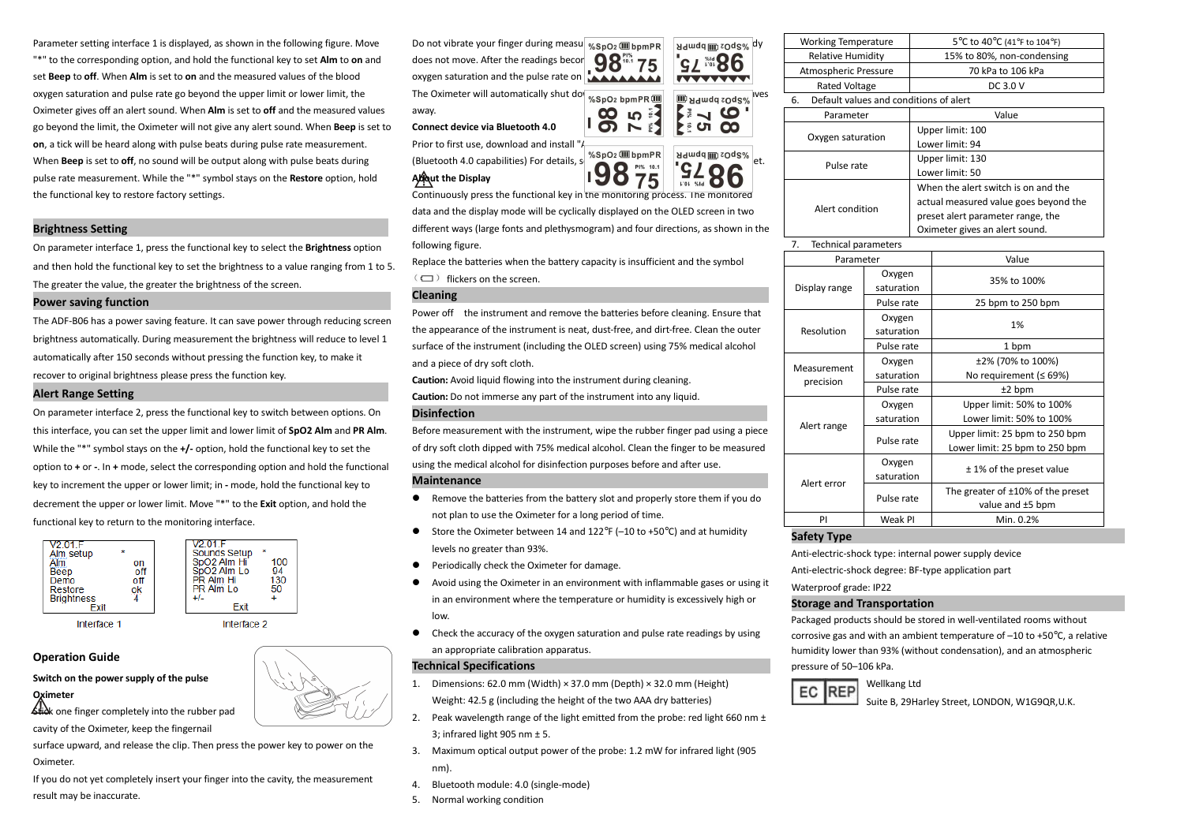Parameter setting interface 1 is displayed, as shown in the following figure. Move "*" to the corresponding option, and hold the functional key to set **Alm** to **on** and set **Beep** to **off**. When **Alm** is set to **on** and the measured values of the blood oxygen saturation and pulse rate go beyond the upper limit or lower limit, the Oximeter gives off an alert sound. When **Alm** is set to **off** and the measured values go beyond the limit, the Oximeter will not give any alert sound. When **Beep** is set to **on**, a tick will be heard along with pulse beats during pulse rate measurement. When **Beep** is set to **off**, no sound will be output along with pulse beats during pulse rate measurement. While the "*" symbol stays on the **Restore** option, hold the functional key to restore factory settings.

## Brightness Setting

On parameter interface 1, press the functional key to select the **Brightness** option and then hold the functional key to set the brightness to a value ranging from 1 to 5. The greater the value, the greater the brightness of the screen.

## Power saving function

The ADF-B06 has a power saving feature. It can save power through reducing screen brightness automatically. During measurement the brightness will reduce to level 1 automatically after 150 seconds without pressing the function key, to make it recover to original brightness please press the function key.

## Alert Range Setting

On parameter interface 2, press the functional key to switch between options. On this interface, you can set the upper limit and lower limit of **SpO2 Alm** and **PR Alm**. While the "*" symbol stays on the **+/-** option, hold the functional key to set the option to **+** or **-**. In **+** mode, select the corresponding option and hold the functional key to increment the upper or lower limit; in **-** mode, hold the functional key to decrement the upper or lower limit. Move "*" to the **Exit** option, and hold the functional key to return to the monitoring interface.

V2.01.F
Alm setup *
Alm on
Beep off
Demo off
Restore ok
Brightness 4
Exit

Interface 1

V2.01.F
Sounds Setup *
SpO2 Alm Hi 100
SpO2 Alm Lo 94
PR Alm Hi 130
PR Alm Lo 50
+/- +
Exit

Interface 2

## Operation Guide

**Switch on the power supply of the pulse Oximeter**

Stick one finger completely into the rubber pad cavity of the Oximeter, keep the fingernail surface upward, and release the clip. Then press the power key to power on the Oximeter.

If you do not yet completely insert your finger into the cavity, the measurement result may be inaccurate.

Do not vibrate your finger during measu... dy does not move. After the readings becor... oxygen saturation and the pulse rate on...

The Oximeter will automatically shut do... ves away.

**Connect device via Bluetooth 4.0**

Prior to first use, download and install "/... (Bluetooth 4.0 capabilities) For details, s... et.

**About the Display**

Continuously press the functional key in the monitoring process. The monitored data and the display mode will be cyclically displayed on the OLED screen in two different ways (large fonts and plethysmogram) and four directions, as shown in the following figure.

%SpO2 bpmPR
98 75
PI% 10.1

Replace the batteries when the battery capacity is insufficient and the symbol ( ) flickers on the screen.

## Cleaning

Power off the instrument and remove the batteries before cleaning. Ensure that the appearance of the instrument is neat, dust-free, and dirt-free. Clean the outer surface of the instrument (including the OLED screen) using 75% medical alcohol and a piece of dry soft cloth.

**Caution:** Avoid liquid flowing into the instrument during cleaning.

**Caution:** Do not immerse any part of the instrument into any liquid.

## Disinfection

Before measurement with the instrument, wipe the rubber finger pad using a piece of dry soft cloth dipped with 75% medical alcohol. Clean the finger to be measured using the medical alcohol for disinfection purposes before and after use.

## Maintenance

- Remove the batteries from the battery slot and properly store them if you do not plan to use the Oximeter for a long period of time.
- Store the Oximeter between 14 and 122℉ (–10 to +50℃) and at humidity levels no greater than 93%.
- Periodically check the Oximeter for damage.
- Avoid using the Oximeter in an environment with inflammable gases or using it in an environment where the temperature or humidity is excessively high or low.
- Check the accuracy of the oxygen saturation and pulse rate readings by using an appropriate calibration apparatus.

## Technical Specifications

1. Dimensions: 62.0 mm (Width) × 37.0 mm (Depth) × 32.0 mm (Height)
   Weight: 42.5 g (including the height of the two AAA dry batteries)
2. Peak wavelength range of the light emitted from the probe: red light 660 nm ± 3; infrared light 905 nm ± 5.
3. Maximum optical output power of the probe: 1.2 mW for infrared light (905 nm).
4. Bluetooth module: 4.0 (single-mode)
5. Normal working condition

| | |
|---|---|
| Working Temperature | 5℃ to 40℃ (41℉ to 104℉) |
| Relative Humidity | 15% to 80%, non-condensing |
| Atmospheric Pressure | 70 kPa to 106 kPa |
| Rated Voltage | DC 3.0 V |

6. Default values and conditions of alert

| Parameter | Value |
|---|---|
| Oxygen saturation | Upper limit: 100<br>Lower limit: 94 |
| Pulse rate | Upper limit: 130<br>Lower limit: 50 |
| Alert condition | When the alert switch is on and the actual measured value goes beyond the preset alert parameter range, the Oximeter gives an alert sound. |

7. Technical parameters

| Parameter | | Value |
|---|---|---|
| Display range | Oxygen saturation | 35% to 100% |
| | Pulse rate | 25 bpm to 250 bpm |
| Resolution | Oxygen saturation | 1% |
| | Pulse rate | 1 bpm |
| Measurement precision | Oxygen saturation | ±2% (70% to 100%)<br>No requirement (≤ 69%) |
| | Pulse rate | ±2 bpm |
| Alert range | Oxygen saturation | Upper limit: 50% to 100%<br>Lower limit: 50% to 100% |
| | Pulse rate | Upper limit: 25 bpm to 250 bpm<br>Lower limit: 25 bpm to 250 bpm |
| Alert error | Oxygen saturation | ± 1% of the preset value |
| | Pulse rate | The greater of ±10% of the preset value and ±5 bpm |
| PI | Weak PI | Min. 0.2% |

## Safety Type

Anti-electric-shock type: internal power supply device

Anti-electric-shock degree: BF-type application part

Waterproof grade: IP22

## Storage and Transportation

Packaged products should be stored in well-ventilated rooms without corrosive gas and with an ambient temperature of –10 to +50℃, a relative humidity lower than 93% (without condensation), and an atmospheric pressure of 50–106 kPa.

EC REP Wellkang Ltd

Suite B, 29Harley Street, LONDON, W1G9QR,U.K.